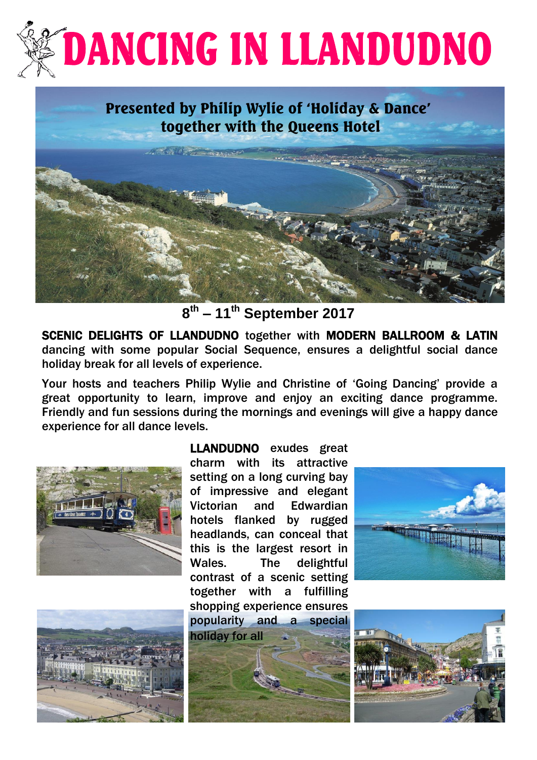# DANCING IN LLANDUDNO

**Presented by Philip Wylie of 'Holiday & Dance' together with the Queens Hotel**

**8th – 11th September 2017**

**SCENIC DELIGHTS OF LLANDUDNO** together with **MODERN BALLROOM & LATIN** dancing with some popular Social Sequence, ensures a delightful social dance holiday break for all levels of experience.

Your hosts and teachers Philip Wylie and Christine of 'Going Dancing' provide a great opportunity to learn, improve and enjoy an exciting dance programme. Friendly and fun sessions during the mornings and evenings will give a happy dance experience for all dance levels.

**LLANDUDNO** exudes great charm with its attractive setting on a long curving bay of impressive and elegant Victorian and Edwardian hotels flanked by rugged headlands, can conceal that this is the largest resort in Wales. The delightful contrast of a scenic setting together with a fulfilling shopping experience ensures popularity and a special holiday for all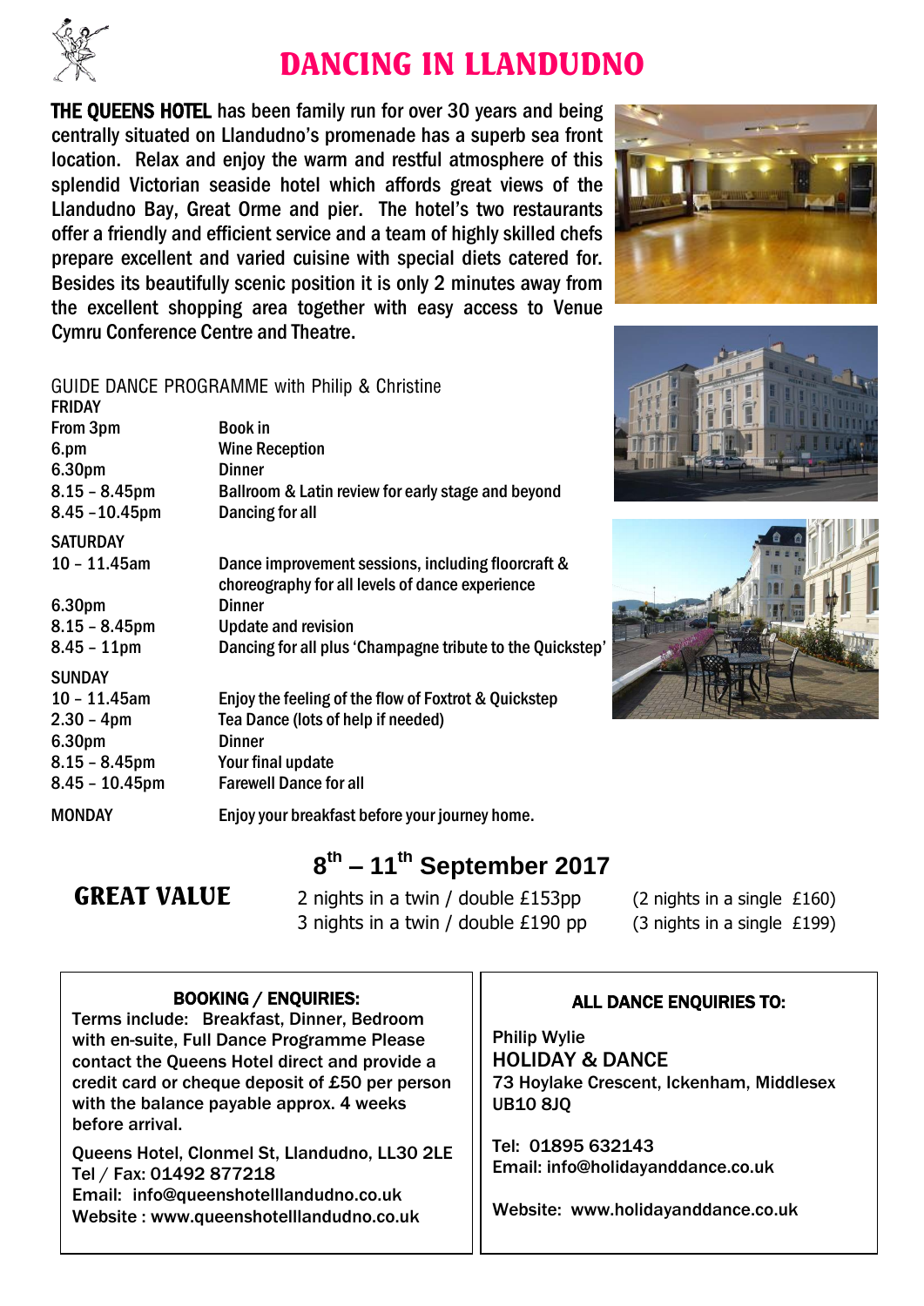# DANCING IN LLANDUDNO

**THE QUEENS HOTEL** has been family run for over 30 years and being centrally situated on Llandudno's promenade has a superb sea front location. Relax and enjoy the warm and restful atmosphere of this splendid Victorian seaside hotel which affords great views of the Llandudno Bay, Great Orme and pier. The hotel's two restaurants offer a friendly and efficient service and a team of highly skilled chefs prepare excellent and varied cuisine with special diets catered for. Besides its beautifully scenic position it is only 2 minutes away from the excellent shopping area together with easy access to Venue Cymru Conference Centre and Theatre.

GUIDE DANCE PROGRAMME with Philip & Christine

| | |
|---|---|
| **FRIDAY** | |
| From 3pm | Book in |
| 6.pm | Wine Reception |
| 6.30pm | Dinner |
| 8.15 – 8.45pm | Ballroom & Latin review for early stage and beyond |
| 8.45 –10.45pm | Dancing for all |
| **SATURDAY** | |
| 10 – 11.45am | Dance improvement sessions, including floorcraft & choreography for all levels of dance experience |
| 6.30pm | Dinner |
| 8.15 – 8.45pm | Update and revision |
| 8.45 – 11pm | Dancing for all plus 'Champagne tribute to the Quickstep' |
| **SUNDAY** | |
| 10 – 11.45am | Enjoy the feeling of the flow of Foxtrot & Quickstep |
| 2.30 – 4pm | Tea Dance (lots of help if needed) |
| 6.30pm | Dinner |
| 8.15 – 8.45pm | Your final update |
| 8.45 – 10.45pm | Farewell Dance for all |
| **MONDAY** | Enjoy your breakfast before your journey home. |

## 8th – 11th September 2017

**GREAT VALUE**

2 nights in a twin / double £153pp (2 nights in a single £160)

3 nights in a twin / double £190 pp (3 nights in a single £199)

**BOOKING / ENQUIRIES:**

Terms include: Breakfast, Dinner, Bedroom with en-suite, Full Dance Programme Please contact the Queens Hotel direct and provide a credit card or cheque deposit of £50 per person with the balance payable approx. 4 weeks before arrival.

Queens Hotel, Clonmel St, Llandudno, LL30 2LE
Tel / Fax: 01492 877218
Email: info@queenshotelllandudno.co.uk
Website : www.queenshotelllandudno.co.uk

**ALL DANCE ENQUIRIES TO:**

Philip Wylie
HOLIDAY & DANCE
73 Hoylake Crescent, Ickenham, Middlesex
UB10 8JQ

Tel: 01895 632143
Email: info@holidayanddance.co.uk

Website: www.holidayanddance.co.uk